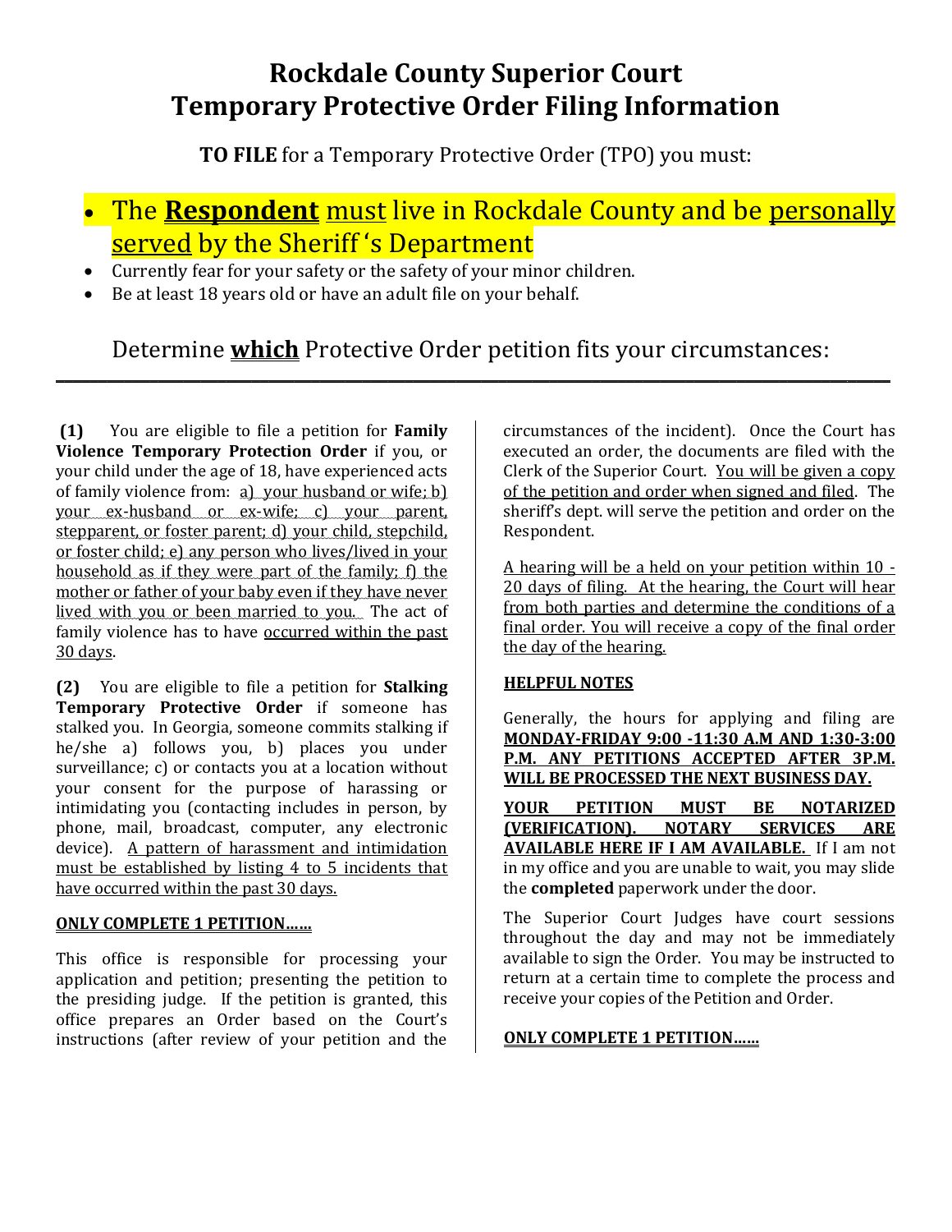# Rockdale County Superior Court
# Temporary Protective Order Filing Information

**TO FILE** for a Temporary Protective Order (TPO) you must:

- The **Respondent** must live in Rockdale County and be personally served by the Sheriff 's Department
- Currently fear for your safety or the safety of your minor children.
- Be at least 18 years old or have an adult file on your behalf.

Determine **which** Protective Order petition fits your circumstances:

---

**(1)** You are eligible to file a petition for **Family Violence Temporary Protection Order** if you, or your child under the age of 18, have experienced acts of family violence from: a) your husband or wife; b) your ex-husband or ex-wife; c) your parent, stepparent, or foster parent; d) your child, stepchild, or foster child; e) any person who lives/lived in your household as if they were part of the family; f) the mother or father of your baby even if they have never lived with you or been married to you. The act of family violence has to have occurred within the past 30 days.

**(2)** You are eligible to file a petition for **Stalking Temporary Protective Order** if someone has stalked you. In Georgia, someone commits stalking if he/she a) follows you, b) places you under surveillance; c) or contacts you at a location without your consent for the purpose of harassing or intimidating you (contacting includes in person, by phone, mail, broadcast, computer, any electronic device). A pattern of harassment and intimidation must be established by listing 4 to 5 incidents that have occurred within the past 30 days.

**ONLY COMPLETE 1 PETITION……**

This office is responsible for processing your application and petition; presenting the petition to the presiding judge. If the petition is granted, this office prepares an Order based on the Court's instructions (after review of your petition and the circumstances of the incident). Once the Court has executed an order, the documents are filed with the Clerk of the Superior Court. You will be given a copy of the petition and order when signed and filed. The sheriff's dept. will serve the petition and order on the Respondent.

A hearing will be a held on your petition within 10 - 20 days of filing. At the hearing, the Court will hear from both parties and determine the conditions of a final order. You will receive a copy of the final order the day of the hearing.

**HELPFUL NOTES**

Generally, the hours for applying and filing are **MONDAY-FRIDAY 9:00 -11:30 A.M AND 1:30-3:00 P.M. ANY PETITIONS ACCEPTED AFTER 3P.M. WILL BE PROCESSED THE NEXT BUSINESS DAY.**

**YOUR PETITION MUST BE NOTARIZED (VERIFICATION). NOTARY SERVICES ARE AVAILABLE HERE IF I AM AVAILABLE.** If I am not in my office and you are unable to wait, you may slide the **completed** paperwork under the door.

The Superior Court Judges have court sessions throughout the day and may not be immediately available to sign the Order. You may be instructed to return at a certain time to complete the process and receive your copies of the Petition and Order.

**ONLY COMPLETE 1 PETITION……**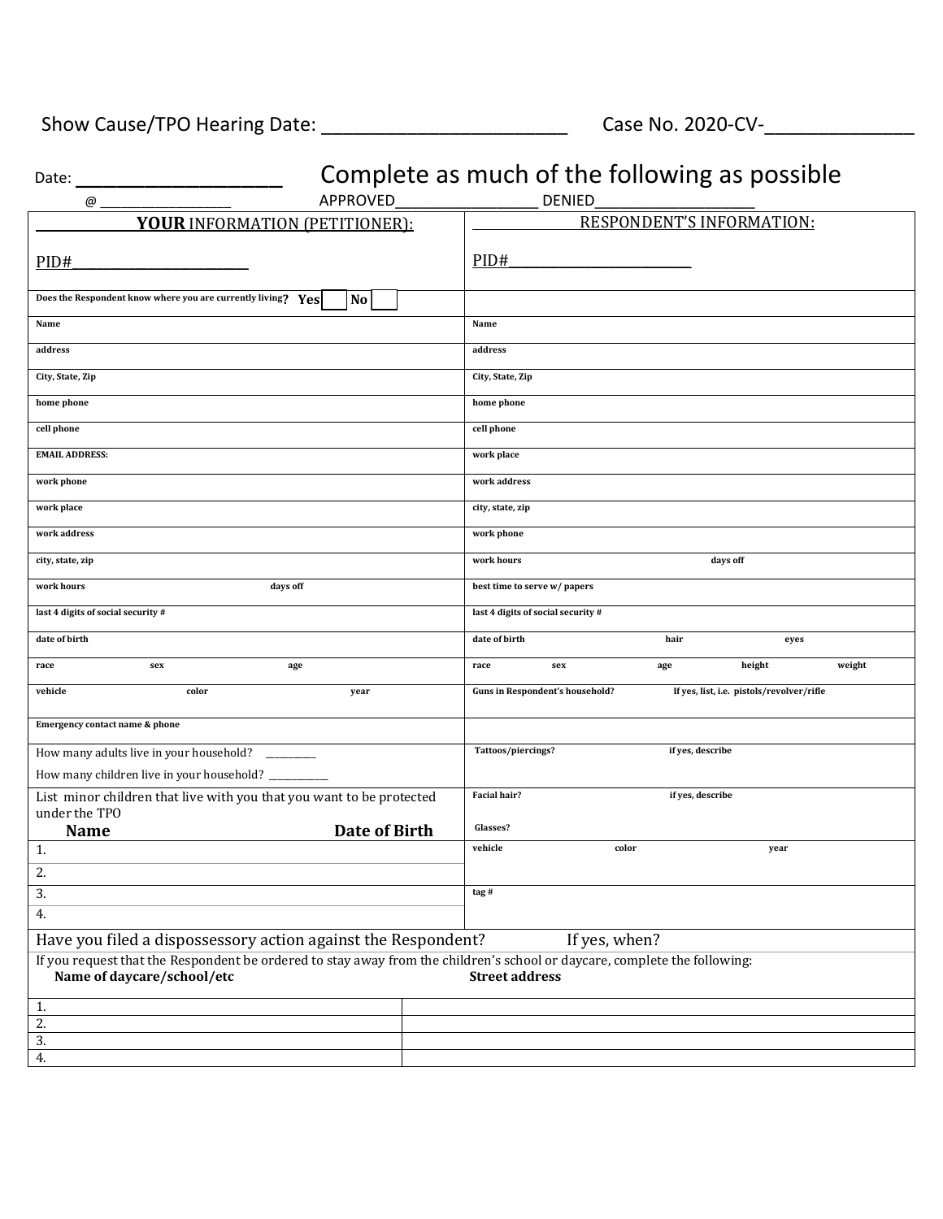Show Cause/TPO Hearing Date: ________________________ Case No. 2020-CV-______________

Date: ____________________ **Complete as much of the following as possible**

@ __________________ APPROVED__________________ DENIED____________________

| ____________**YOUR** INFORMATION (PETITIONER):<br><br>PID#________________________ | ______________RESPONDENT'S INFORMATION:<br><br>PID#_________________________ |
|---|---|
| Does the Respondent know where you are currently living? **Yes** ☐ **No** ☐ | |
| Name | Name |
| address | address |
| City, State, Zip | City, State, Zip |
| home phone | home phone |
| cell phone | cell phone |
| EMAIL ADDRESS: | work place |
| work phone | work address |
| work place | city, state, zip |
| work address | work phone |
| city, state, zip | work hours &nbsp;&nbsp;&nbsp;&nbsp; days off |
| work hours &nbsp;&nbsp;&nbsp;&nbsp; days off | best time to serve w/ papers |
| last 4 digits of social security # | last 4 digits of social security # |
| date of birth | date of birth &nbsp;&nbsp;&nbsp;&nbsp; hair &nbsp;&nbsp;&nbsp;&nbsp; eyes |
| race &nbsp;&nbsp;&nbsp;&nbsp; sex &nbsp;&nbsp;&nbsp;&nbsp; age | race &nbsp;&nbsp;&nbsp;&nbsp; sex &nbsp;&nbsp;&nbsp;&nbsp; age &nbsp;&nbsp;&nbsp;&nbsp; height &nbsp;&nbsp;&nbsp;&nbsp; weight |
| vehicle &nbsp;&nbsp;&nbsp;&nbsp; color &nbsp;&nbsp;&nbsp;&nbsp; year | Guns in Respondent's household? &nbsp;&nbsp;&nbsp;&nbsp; If yes, list, i.e. pistols/revolver/rifle |
| Emergency contact name & phone | |
| How many adults live in your household? __________<br>How many children live in your household? ____________ | Tattoos/piercings? &nbsp;&nbsp;&nbsp;&nbsp; if yes, describe |
| List minor children that live with you that you want to be protected under the TPO<br>**Name** &nbsp;&nbsp;&nbsp;&nbsp; **Date of Birth** | Facial hair? &nbsp;&nbsp;&nbsp;&nbsp; if yes, describe<br><br>Glasses? |
| 1. | vehicle &nbsp;&nbsp;&nbsp;&nbsp; color &nbsp;&nbsp;&nbsp;&nbsp; year |
| 2. | |
| 3. | tag # |
| 4. | |

Have you filed a dispossessory action against the Respondent? &nbsp;&nbsp;&nbsp;&nbsp; If yes, when?

If you request that the Respondent be ordered to stay away from the children's school or daycare, complete the following:

| **Name of daycare/school/etc** | **Street address** |
|---|---|
| 1. | |
| 2. | |
| 3. | |
| 4. | |